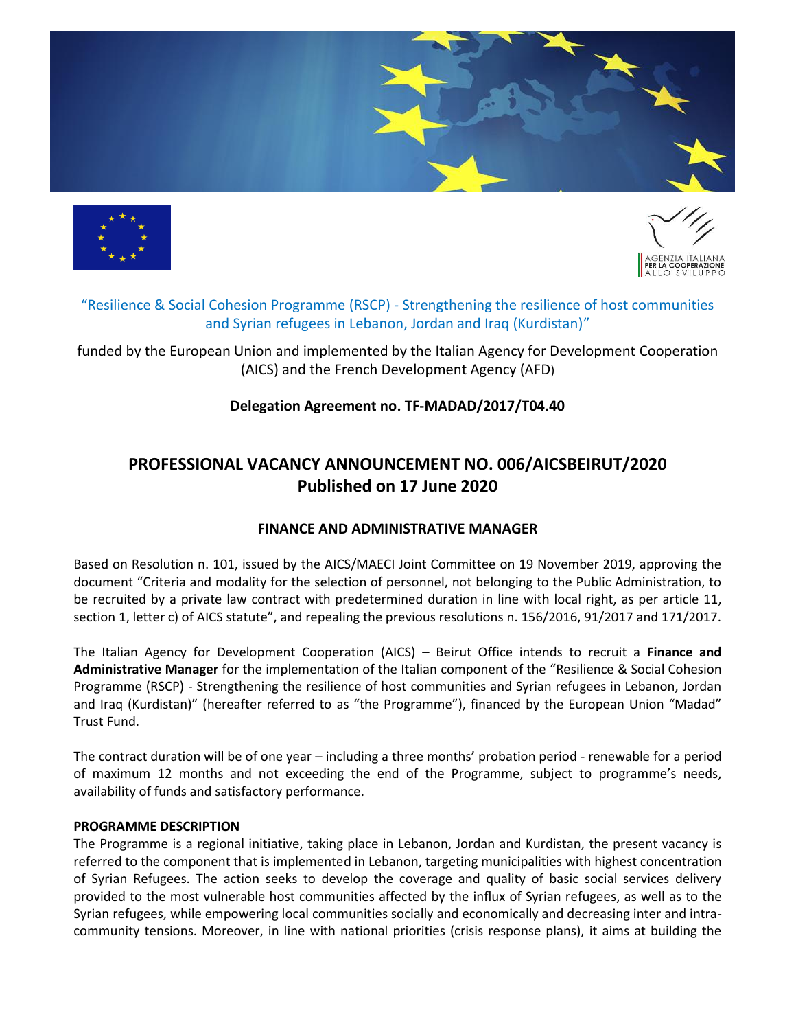"Resilience & Social Cohesion Programme (RSCP) - Strengthening the resilience of host communities and Syrian refugees in Lebanon, Jordan and Iraq (Kurdistan)"

funded by the European Union and implemented by the Italian Agency for Development Cooperation (AICS) and the French Development Agency (AFD)

**Delegation Agreement no. TF-MADAD/2017/T04.40**

# PROFESSIONAL VACANCY ANNOUNCEMENT NO. 006/AICSBEIRUT/2020
# Published on 17 June 2020

## FINANCE AND ADMINISTRATIVE MANAGER

Based on Resolution n. 101, issued by the AICS/MAECI Joint Committee on 19 November 2019, approving the document "Criteria and modality for the selection of personnel, not belonging to the Public Administration, to be recruited by a private law contract with predetermined duration in line with local right, as per article 11, section 1, letter c) of AICS statute", and repealing the previous resolutions n. 156/2016, 91/2017 and 171/2017.

The Italian Agency for Development Cooperation (AICS) – Beirut Office intends to recruit a **Finance and Administrative Manager** for the implementation of the Italian component of the "Resilience & Social Cohesion Programme (RSCP) - Strengthening the resilience of host communities and Syrian refugees in Lebanon, Jordan and Iraq (Kurdistan)" (hereafter referred to as "the Programme"), financed by the European Union "Madad" Trust Fund.

The contract duration will be of one year – including a three months' probation period - renewable for a period of maximum 12 months and not exceeding the end of the Programme, subject to programme's needs, availability of funds and satisfactory performance.

**PROGRAMME DESCRIPTION**

The Programme is a regional initiative, taking place in Lebanon, Jordan and Kurdistan, the present vacancy is referred to the component that is implemented in Lebanon, targeting municipalities with highest concentration of Syrian Refugees. The action seeks to develop the coverage and quality of basic social services delivery provided to the most vulnerable host communities affected by the influx of Syrian refugees, as well as to the Syrian refugees, while empowering local communities socially and economically and decreasing inter and intra-community tensions. Moreover, in line with national priorities (crisis response plans), it aims at building the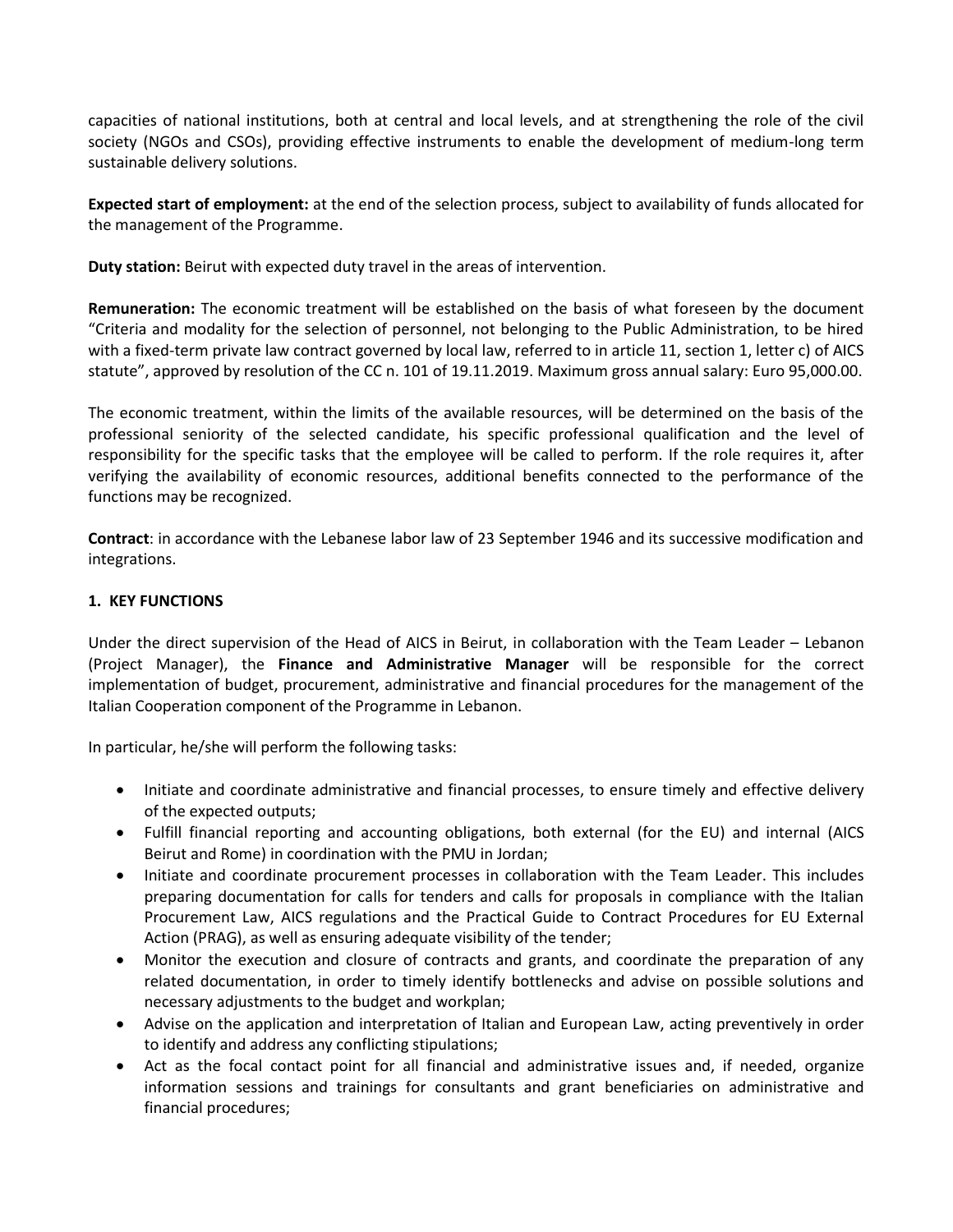capacities of national institutions, both at central and local levels, and at strengthening the role of the civil society (NGOs and CSOs), providing effective instruments to enable the development of medium-long term sustainable delivery solutions.

**Expected start of employment:** at the end of the selection process, subject to availability of funds allocated for the management of the Programme.

**Duty station:** Beirut with expected duty travel in the areas of intervention.

**Remuneration:** The economic treatment will be established on the basis of what foreseen by the document "Criteria and modality for the selection of personnel, not belonging to the Public Administration, to be hired with a fixed-term private law contract governed by local law, referred to in article 11, section 1, letter c) of AICS statute", approved by resolution of the CC n. 101 of 19.11.2019. Maximum gross annual salary: Euro 95,000.00.

The economic treatment, within the limits of the available resources, will be determined on the basis of the professional seniority of the selected candidate, his specific professional qualification and the level of responsibility for the specific tasks that the employee will be called to perform. If the role requires it, after verifying the availability of economic resources, additional benefits connected to the performance of the functions may be recognized.

**Contract**: in accordance with the Lebanese labor law of 23 September 1946 and its successive modification and integrations.

## 1. KEY FUNCTIONS

Under the direct supervision of the Head of AICS in Beirut, in collaboration with the Team Leader – Lebanon (Project Manager), the **Finance and Administrative Manager** will be responsible for the correct implementation of budget, procurement, administrative and financial procedures for the management of the Italian Cooperation component of the Programme in Lebanon.

In particular, he/she will perform the following tasks:

- Initiate and coordinate administrative and financial processes, to ensure timely and effective delivery of the expected outputs;
- Fulfill financial reporting and accounting obligations, both external (for the EU) and internal (AICS Beirut and Rome) in coordination with the PMU in Jordan;
- Initiate and coordinate procurement processes in collaboration with the Team Leader. This includes preparing documentation for calls for tenders and calls for proposals in compliance with the Italian Procurement Law, AICS regulations and the Practical Guide to Contract Procedures for EU External Action (PRAG), as well as ensuring adequate visibility of the tender;
- Monitor the execution and closure of contracts and grants, and coordinate the preparation of any related documentation, in order to timely identify bottlenecks and advise on possible solutions and necessary adjustments to the budget and workplan;
- Advise on the application and interpretation of Italian and European Law, acting preventively in order to identify and address any conflicting stipulations;
- Act as the focal contact point for all financial and administrative issues and, if needed, organize information sessions and trainings for consultants and grant beneficiaries on administrative and financial procedures;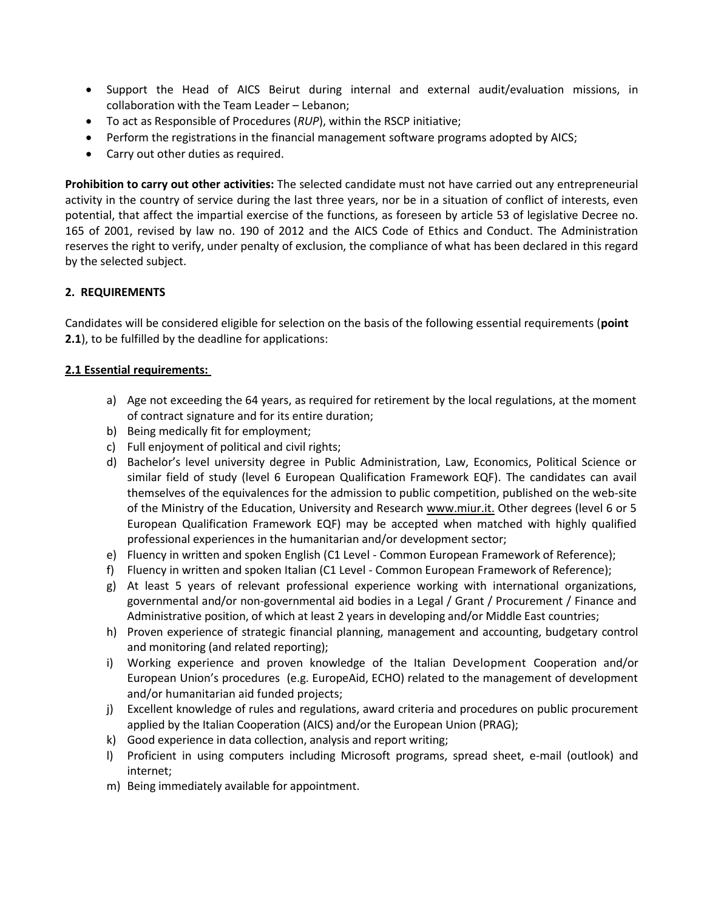- Support the Head of AICS Beirut during internal and external audit/evaluation missions, in collaboration with the Team Leader – Lebanon;
- To act as Responsible of Procedures (*RUP*), within the RSCP initiative;
- Perform the registrations in the financial management software programs adopted by AICS;
- Carry out other duties as required.

**Prohibition to carry out other activities:** The selected candidate must not have carried out any entrepreneurial activity in the country of service during the last three years, nor be in a situation of conflict of interests, even potential, that affect the impartial exercise of the functions, as foreseen by article 53 of legislative Decree no. 165 of 2001, revised by law no. 190 of 2012 and the AICS Code of Ethics and Conduct. The Administration reserves the right to verify, under penalty of exclusion, the compliance of what has been declared in this regard by the selected subject.

## 2. REQUIREMENTS

Candidates will be considered eligible for selection on the basis of the following essential requirements (**point 2.1**), to be fulfilled by the deadline for applications:

### 2.1 Essential requirements:

a) Age not exceeding the 64 years, as required for retirement by the local regulations, at the moment of contract signature and for its entire duration;
b) Being medically fit for employment;
c) Full enjoyment of political and civil rights;
d) Bachelor's level university degree in Public Administration, Law, Economics, Political Science or similar field of study (level 6 European Qualification Framework EQF). The candidates can avail themselves of the equivalences for the admission to public competition, published on the web-site of the Ministry of the Education, University and Research www.miur.it. Other degrees (level 6 or 5 European Qualification Framework EQF) may be accepted when matched with highly qualified professional experiences in the humanitarian and/or development sector;
e) Fluency in written and spoken English (C1 Level - Common European Framework of Reference);
f) Fluency in written and spoken Italian (C1 Level - Common European Framework of Reference);
g) At least 5 years of relevant professional experience working with international organizations, governmental and/or non-governmental aid bodies in a Legal / Grant / Procurement / Finance and Administrative position, of which at least 2 years in developing and/or Middle East countries;
h) Proven experience of strategic financial planning, management and accounting, budgetary control and monitoring (and related reporting);
i) Working experience and proven knowledge of the Italian Development Cooperation and/or European Union's procedures (e.g. EuropeAid, ECHO) related to the management of development and/or humanitarian aid funded projects;
j) Excellent knowledge of rules and regulations, award criteria and procedures on public procurement applied by the Italian Cooperation (AICS) and/or the European Union (PRAG);
k) Good experience in data collection, analysis and report writing;
l) Proficient in using computers including Microsoft programs, spread sheet, e-mail (outlook) and internet;
m) Being immediately available for appointment.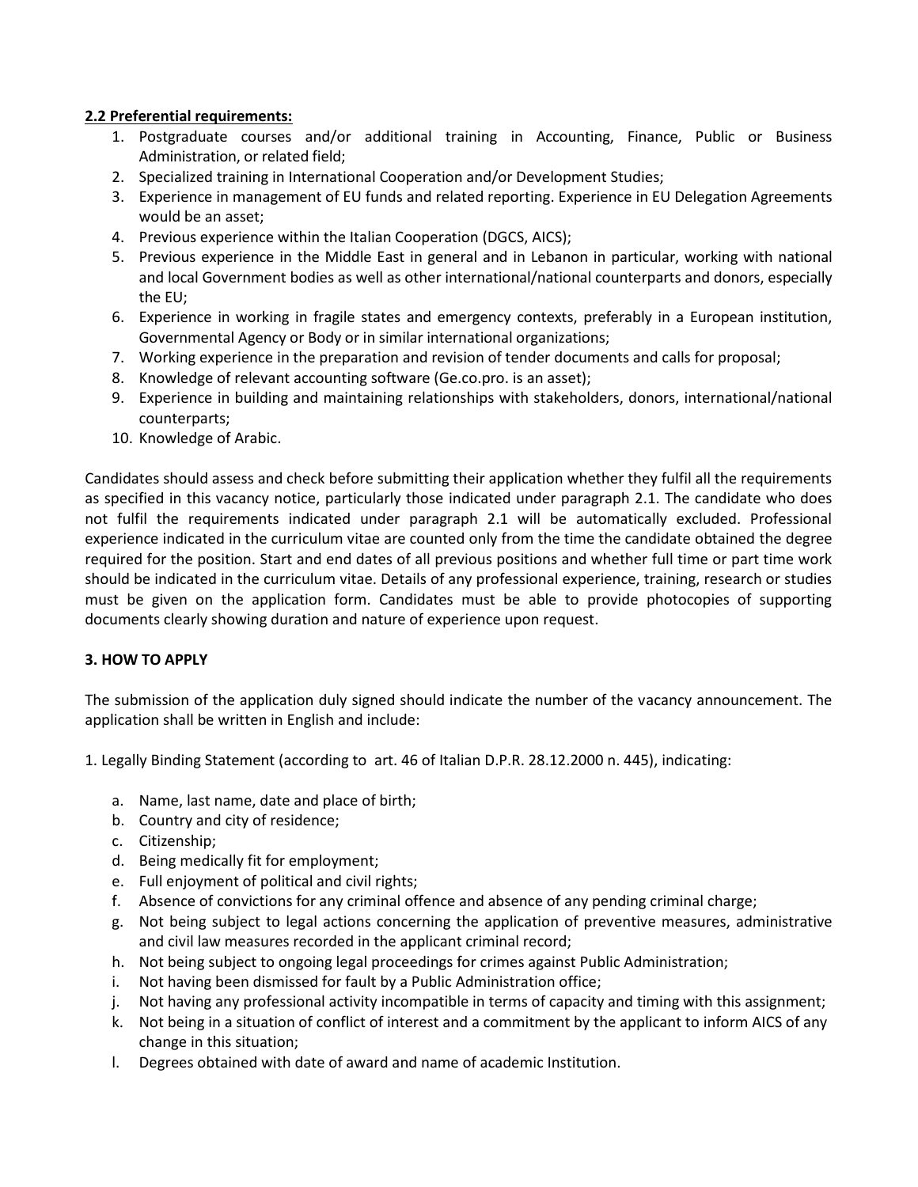**2.2 Preferential requirements:**

1. Postgraduate courses and/or additional training in Accounting, Finance, Public or Business Administration, or related field;
2. Specialized training in International Cooperation and/or Development Studies;
3. Experience in management of EU funds and related reporting. Experience in EU Delegation Agreements would be an asset;
4. Previous experience within the Italian Cooperation (DGCS, AICS);
5. Previous experience in the Middle East in general and in Lebanon in particular, working with national and local Government bodies as well as other international/national counterparts and donors, especially the EU;
6. Experience in working in fragile states and emergency contexts, preferably in a European institution, Governmental Agency or Body or in similar international organizations;
7. Working experience in the preparation and revision of tender documents and calls for proposal;
8. Knowledge of relevant accounting software (Ge.co.pro. is an asset);
9. Experience in building and maintaining relationships with stakeholders, donors, international/national counterparts;
10. Knowledge of Arabic.

Candidates should assess and check before submitting their application whether they fulfil all the requirements as specified in this vacancy notice, particularly those indicated under paragraph 2.1. The candidate who does not fulfil the requirements indicated under paragraph 2.1 will be automatically excluded. Professional experience indicated in the curriculum vitae are counted only from the time the candidate obtained the degree required for the position. Start and end dates of all previous positions and whether full time or part time work should be indicated in the curriculum vitae. Details of any professional experience, training, research or studies must be given on the application form. Candidates must be able to provide photocopies of supporting documents clearly showing duration and nature of experience upon request.

**3. HOW TO APPLY**

The submission of the application duly signed should indicate the number of the vacancy announcement. The application shall be written in English and include:

1. Legally Binding Statement (according to art. 46 of Italian D.P.R. 28.12.2000 n. 445), indicating:

   a. Name, last name, date and place of birth;
   b. Country and city of residence;
   c. Citizenship;
   d. Being medically fit for employment;
   e. Full enjoyment of political and civil rights;
   f. Absence of convictions for any criminal offence and absence of any pending criminal charge;
   g. Not being subject to legal actions concerning the application of preventive measures, administrative and civil law measures recorded in the applicant criminal record;
   h. Not being subject to ongoing legal proceedings for crimes against Public Administration;
   i. Not having been dismissed for fault by a Public Administration office;
   j. Not having any professional activity incompatible in terms of capacity and timing with this assignment;
   k. Not being in a situation of conflict of interest and a commitment by the applicant to inform AICS of any change in this situation;
   l. Degrees obtained with date of award and name of academic Institution.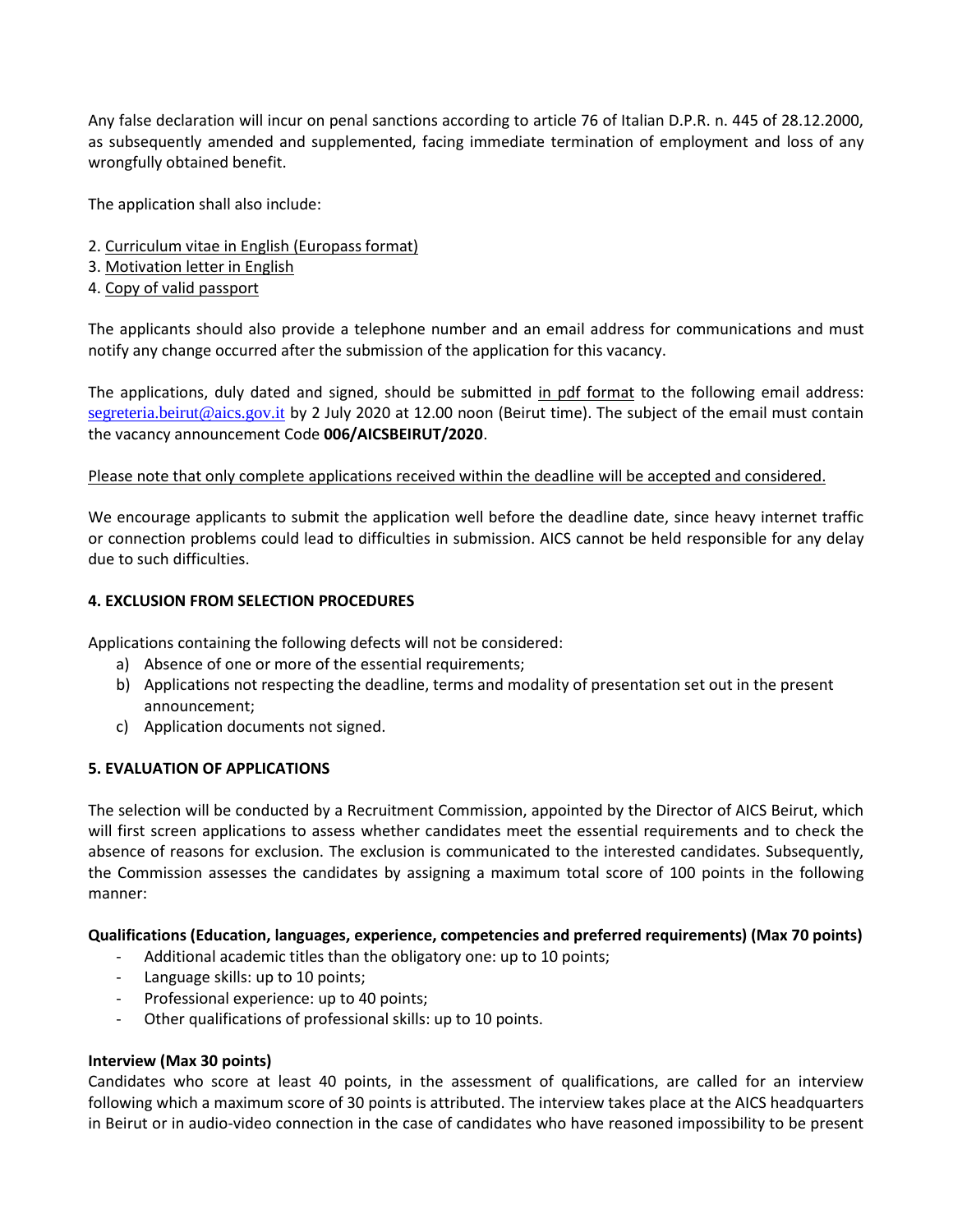Any false declaration will incur on penal sanctions according to article 76 of Italian D.P.R. n. 445 of 28.12.2000, as subsequently amended and supplemented, facing immediate termination of employment and loss of any wrongfully obtained benefit.

The application shall also include:

2. Curriculum vitae in English (Europass format)
3. Motivation letter in English
4. Copy of valid passport

The applicants should also provide a telephone number and an email address for communications and must notify any change occurred after the submission of the application for this vacancy.

The applications, duly dated and signed, should be submitted in pdf format to the following email address: segreteria.beirut@aics.gov.it by 2 July 2020 at 12.00 noon (Beirut time). The subject of the email must contain the vacancy announcement Code **006/AICSBEIRUT/2020**.

Please note that only complete applications received within the deadline will be accepted and considered.

We encourage applicants to submit the application well before the deadline date, since heavy internet traffic or connection problems could lead to difficulties in submission. AICS cannot be held responsible for any delay due to such difficulties.

**4. EXCLUSION FROM SELECTION PROCEDURES**

Applications containing the following defects will not be considered:

a) Absence of one or more of the essential requirements;
b) Applications not respecting the deadline, terms and modality of presentation set out in the present announcement;
c) Application documents not signed.

**5. EVALUATION OF APPLICATIONS**

The selection will be conducted by a Recruitment Commission, appointed by the Director of AICS Beirut, which will first screen applications to assess whether candidates meet the essential requirements and to check the absence of reasons for exclusion. The exclusion is communicated to the interested candidates. Subsequently, the Commission assesses the candidates by assigning a maximum total score of 100 points in the following manner:

**Qualifications (Education, languages, experience, competencies and preferred requirements) (Max 70 points)**

- Additional academic titles than the obligatory one: up to 10 points;
- Language skills: up to 10 points;
- Professional experience: up to 40 points;
- Other qualifications of professional skills: up to 10 points.

**Interview (Max 30 points)**

Candidates who score at least 40 points, in the assessment of qualifications, are called for an interview following which a maximum score of 30 points is attributed. The interview takes place at the AICS headquarters in Beirut or in audio-video connection in the case of candidates who have reasoned impossibility to be present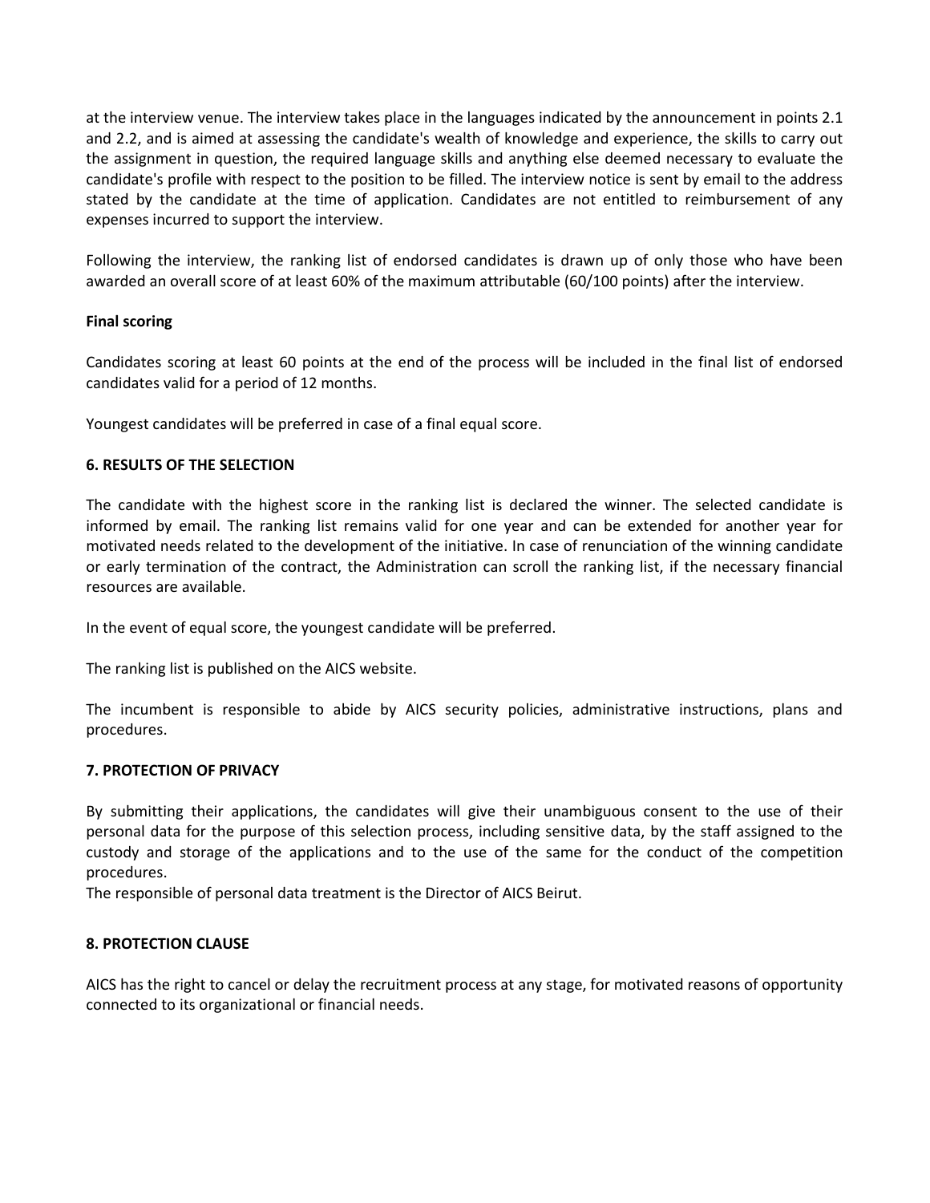at the interview venue. The interview takes place in the languages indicated by the announcement in points 2.1 and 2.2, and is aimed at assessing the candidate's wealth of knowledge and experience, the skills to carry out the assignment in question, the required language skills and anything else deemed necessary to evaluate the candidate's profile with respect to the position to be filled. The interview notice is sent by email to the address stated by the candidate at the time of application. Candidates are not entitled to reimbursement of any expenses incurred to support the interview.

Following the interview, the ranking list of endorsed candidates is drawn up of only those who have been awarded an overall score of at least 60% of the maximum attributable (60/100 points) after the interview.

**Final scoring**

Candidates scoring at least 60 points at the end of the process will be included in the final list of endorsed candidates valid for a period of 12 months.

Youngest candidates will be preferred in case of a final equal score.

**6. RESULTS OF THE SELECTION**

The candidate with the highest score in the ranking list is declared the winner. The selected candidate is informed by email. The ranking list remains valid for one year and can be extended for another year for motivated needs related to the development of the initiative. In case of renunciation of the winning candidate or early termination of the contract, the Administration can scroll the ranking list, if the necessary financial resources are available.

In the event of equal score, the youngest candidate will be preferred.

The ranking list is published on the AICS website.

The incumbent is responsible to abide by AICS security policies, administrative instructions, plans and procedures.

**7. PROTECTION OF PRIVACY**

By submitting their applications, the candidates will give their unambiguous consent to the use of their personal data for the purpose of this selection process, including sensitive data, by the staff assigned to the custody and storage of the applications and to the use of the same for the conduct of the competition procedures.
The responsible of personal data treatment is the Director of AICS Beirut.

**8. PROTECTION CLAUSE**

AICS has the right to cancel or delay the recruitment process at any stage, for motivated reasons of opportunity connected to its organizational or financial needs.